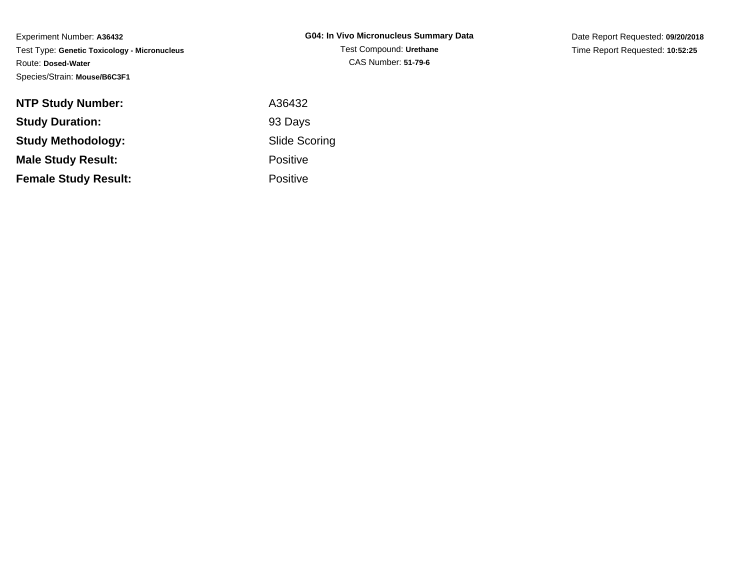Experiment Number: **A36432**
Test Type: **Genetic Toxicology - Micronucleus**
Route: **Dosed-Water**
Species/Strain: **Mouse/B6C3F1**

**G04: In Vivo Micronucleus Summary Data**
Test Compound: **Urethane**
CAS Number: **51-79-6**

Date Report Requested: **09/20/2018**
Time Report Requested: **10:52:25**

| | |
|---|---|
| **NTP Study Number:** | A36432 |
| **Study Duration:** | 93 Days |
| **Study Methodology:** | Slide Scoring |
| **Male Study Result:** | Positive |
| **Female Study Result:** | Positive |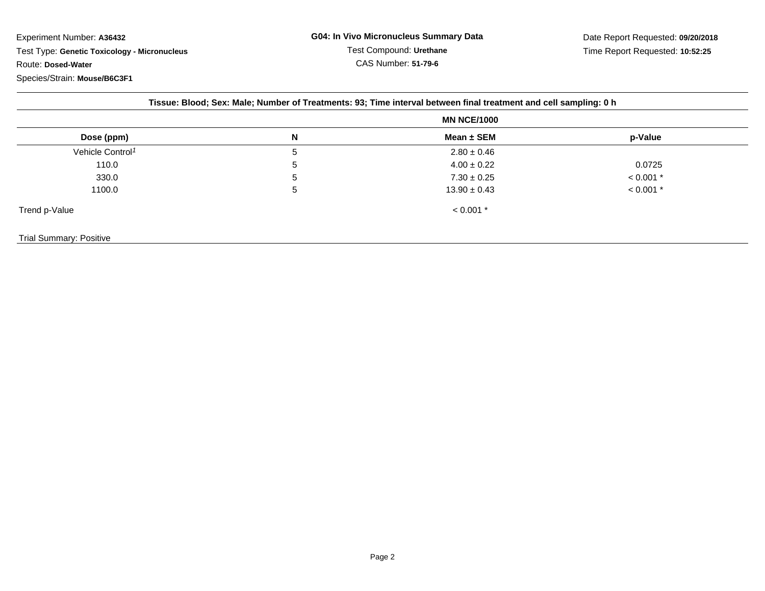Experiment Number: **A36432**
Test Type: **Genetic Toxicology - Micronucleus**
Route: **Dosed-Water**
Species/Strain: **Mouse/B6C3F1**

**G04: In Vivo Micronucleus Summary Data**
Test Compound: **Urethane**
CAS Number: **51-79-6**

Date Report Requested: **09/20/2018**
Time Report Requested: **10:52:25**

**Tissue: Blood; Sex: Male; Number of Treatments: 93; Time interval between final treatment and cell sampling: 0 h**

| | | MN NCE/1000 | |
|---|---|---|---|
| **Dose (ppm)** | **N** | **Mean ± SEM** | **p-Value** |
| Vehicle Control[1] | 5 | 2.80 ± 0.46 | |
| 110.0 | 5 | 4.00 ± 0.22 | 0.0725 |
| 330.0 | 5 | 7.30 ± 0.25 | < 0.001 * |
| 1100.0 | 5 | 13.90 ± 0.43 | < 0.001 * |
| Trend p-Value | | < 0.001 * | |

Trial Summary: Positive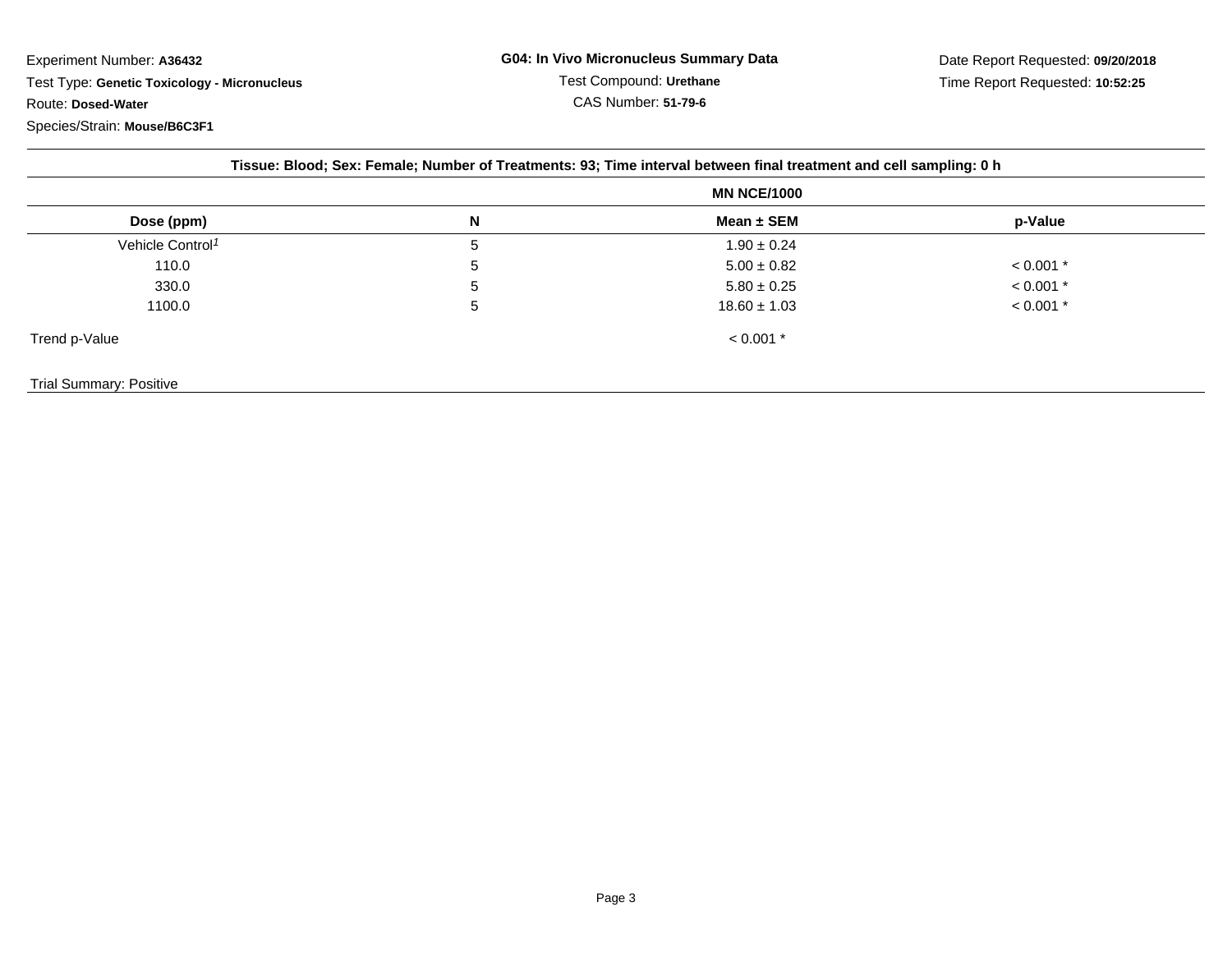Experiment Number: **A36432**

Test Type: **Genetic Toxicology - Micronucleus**

Route: **Dosed-Water**

Species/Strain: **Mouse/B6C3F1**

**G04: In Vivo Micronucleus Summary Data**

Test Compound: **Urethane**

CAS Number: **51-79-6**

Date Report Requested: **09/20/2018**

Time Report Requested: **10:52:25**

**Tissue: Blood; Sex: Female; Number of Treatments: 93; Time interval between final treatment and cell sampling: 0 h**

| | | **MN NCE/1000** | |
|---|---|---|---|
| **Dose (ppm)** | **N** | **Mean ± SEM** | **p-Value** |
| Vehicle Control[1] | 5 | 1.90 ± 0.24 | |
| 110.0 | 5 | 5.00 ± 0.82 | < 0.001 * |
| 330.0 | 5 | 5.80 ± 0.25 | < 0.001 * |
| 1100.0 | 5 | 18.60 ± 1.03 | < 0.001 * |
| Trend p-Value | | < 0.001 * | |

Trial Summary: Positive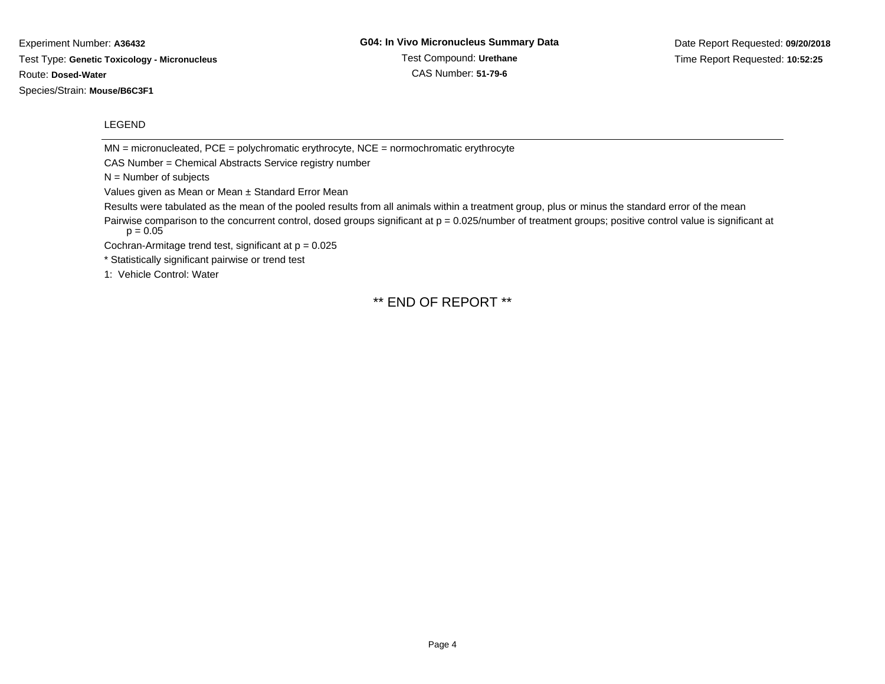Experiment Number: **A36432**

Test Type: **Genetic Toxicology - Micronucleus**

Route: **Dosed-Water**

Species/Strain: **Mouse/B6C3F1**

**G04: In Vivo Micronucleus Summary Data**

Test Compound: **Urethane**

CAS Number: **51-79-6**

Date Report Requested: **09/20/2018**

Time Report Requested: **10:52:25**

LEGEND

MN = micronucleated, PCE = polychromatic erythrocyte, NCE = normochromatic erythrocyte

CAS Number = Chemical Abstracts Service registry number

N = Number of subjects

Values given as Mean or Mean ± Standard Error Mean

Results were tabulated as the mean of the pooled results from all animals within a treatment group, plus or minus the standard error of the mean

Pairwise comparison to the concurrent control, dosed groups significant at $p = 0.025$/number of treatment groups; positive control value is significant at $p = 0.05$

Cochran-Armitage trend test, significant at $p = 0.025$

* Statistically significant pairwise or trend test

1: Vehicle Control: Water

** END OF REPORT **